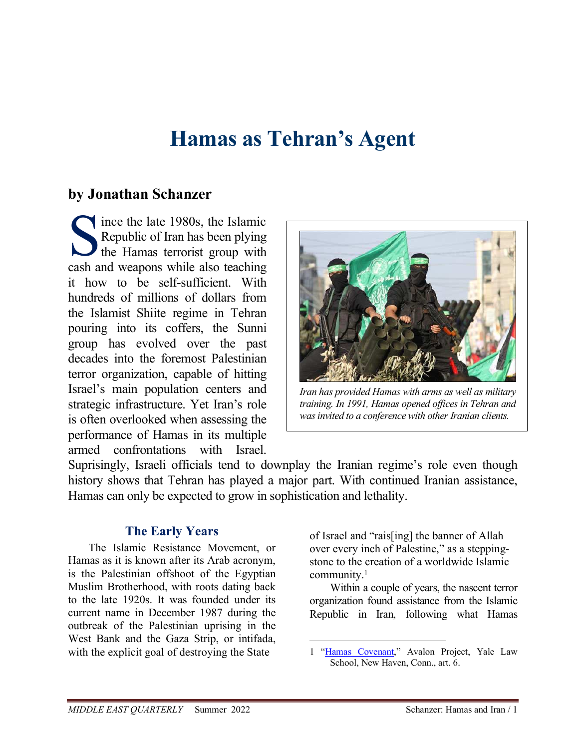# Hamas as Tehran's Agent

## by Jonathan Schanzer

Since the late 1980s, the Islamic Republic of Iran has been plying the Hamas terrorist group with cash and weapons while also teaching it how to be self-sufficient. With hundreds of millions of dollars from the Islamist Shiite regime in Tehran pouring into its coffers, the Sunni group has evolved over the past decades into the foremost Palestinian terror organization, capable of hitting Israel's main population centers and strategic infrastructure. Yet Iran's role is often overlooked when assessing the performance of Hamas in its multiple armed confrontations with Israel. Suprisingly, Israeli officials tend to downplay the Iranian regime's role even though history shows that Tehran has played a major part. With continued Iranian assistance, Hamas can only be expected to grow in sophistication and lethality.

*Iran has provided Hamas with arms as well as military training. In 1991, Hamas opened offices in Tehran and was invited to a conference with other Iranian clients.*

### The Early Years

The Islamic Resistance Movement, or Hamas as it is known after its Arab acronym, is the Palestinian offshoot of the Egyptian Muslim Brotherhood, with roots dating back to the late 1920s. It was founded under its current name in December 1987 during the outbreak of the Palestinian uprising in the West Bank and the Gaza Strip, or intifada, with the explicit goal of destroying the State of Israel and "rais[ing] the banner of Allah over every inch of Palestine," as a stepping-stone to the creation of a worldwide Islamic community.[1]

Within a couple of years, the nascent terror organization found assistance from the Islamic Republic in Iran, following what Hamas

---

1 "Hamas Covenant," Avalon Project, Yale Law School, New Haven, Conn., art. 6.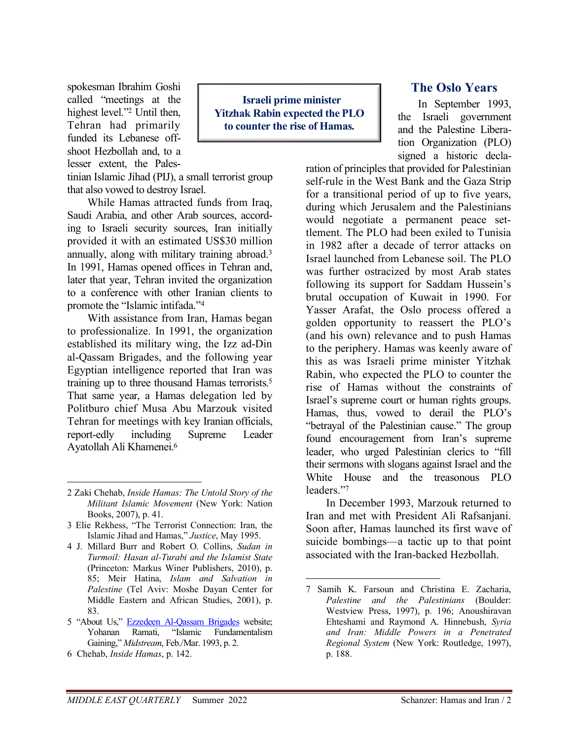spokesman Ibrahim Goshi called "meetings at the highest level."[2] Until then, Tehran had primarily funded its Lebanese offshoot Hezbollah and, to a lesser extent, the Palestinian Islamic Jihad (PIJ), a small terrorist group that also vowed to destroy Israel.

While Hamas attracted funds from Iraq, Saudi Arabia, and other Arab sources, according to Israeli security sources, Iran initially provided it with an estimated US$30 million annually, along with military training abroad.[3] In 1991, Hamas opened offices in Tehran and, later that year, Tehran invited the organization to a conference with other Iranian clients to promote the "Islamic intifada."[4]

With assistance from Iran, Hamas began to professionalize. In 1991, the organization established its military wing, the Izz ad-Din al-Qassam Brigades, and the following year Egyptian intelligence reported that Iran was training up to three thousand Hamas terrorists.[5] That same year, a Hamas delegation led by Politburo chief Musa Abu Marzouk visited Tehran for meetings with key Iranian officials, report-edly including Supreme Leader Ayatollah Ali Khamenei.[6]

**Israeli prime minister Yitzhak Rabin expected the PLO to counter the rise of Hamas.**

## The Oslo Years

In September 1993, the Israeli government and the Palestine Liberation Organization (PLO) signed a historic declaration of principles that provided for Palestinian self-rule in the West Bank and the Gaza Strip for a transitional period of up to five years, during which Jerusalem and the Palestinians would negotiate a permanent peace settlement. The PLO had been exiled to Tunisia in 1982 after a decade of terror attacks on Israel launched from Lebanese soil. The PLO was further ostracized by most Arab states following its support for Saddam Hussein's brutal occupation of Kuwait in 1990. For Yasser Arafat, the Oslo process offered a golden opportunity to reassert the PLO's (and his own) relevance and to push Hamas to the periphery. Hamas was keenly aware of this as was Israeli prime minister Yitzhak Rabin, who expected the PLO to counter the rise of Hamas without the constraints of Israel's supreme court or human rights groups. Hamas, thus, vowed to derail the PLO's "betrayal of the Palestinian cause." The group found encouragement from Iran's supreme leader, who urged Palestinian clerics to "fill their sermons with slogans against Israel and the White House and the treasonous PLO leaders."[7]

In December 1993, Marzouk returned to Iran and met with President Ali Rafsanjani. Soon after, Hamas launched its first wave of suicide bombings—a tactic up to that point associated with the Iran-backed Hezbollah.

---

2 Zaki Chehab, *Inside Hamas: The Untold Story of the Militant Islamic Movement* (New York: Nation Books, 2007), p. 41.

3 Elie Rekhess, "The Terrorist Connection: Iran, the Islamic Jihad and Hamas," *Justice*, May 1995.

4 J. Millard Burr and Robert O. Collins, *Sudan in Turmoil: Hasan al-Turabi and the Islamist State* (Princeton: Markus Winer Publishers, 2010), p. 85; Meir Hatina, *Islam and Salvation in Palestine* (Tel Aviv: Moshe Dayan Center for Middle Eastern and African Studies, 2001), p. 83.

5 "About Us," Ezzedeen Al-Qassam Brigades website; Yohanan Ramati, "Islamic Fundamentalism Gaining," *Midstream*, Feb./Mar. 1993, p. 2.

6 Chehab, *Inside Hamas*, p. 142.

7 Samih K. Farsoun and Christina E. Zacharia, *Palestine and the Palestinians* (Boulder: Westview Press, 1997), p. 196; Anoushiravan Ehteshami and Raymond A. Hinnebush, *Syria and Iran: Middle Powers in a Penetrated Regional System* (New York: Routledge, 1997), p. 188.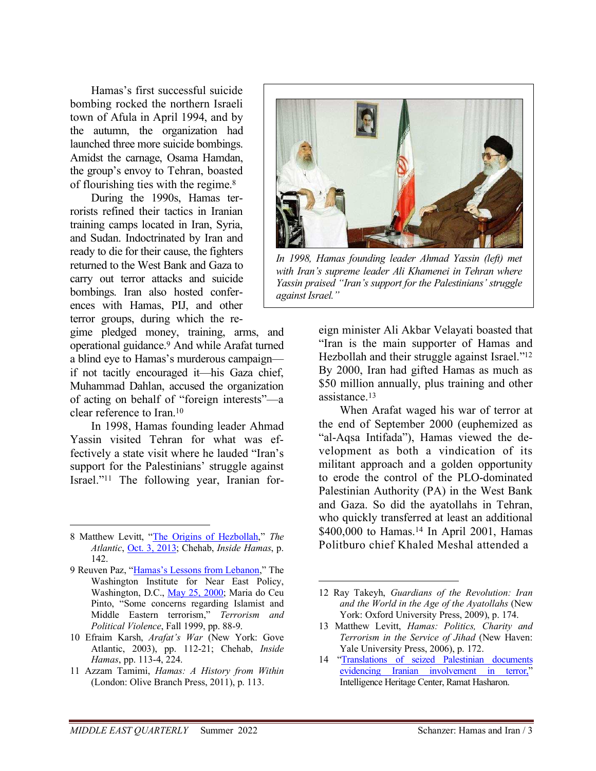Hamas's first successful suicide bombing rocked the northern Israeli town of Afula in April 1994, and by the autumn, the organization had launched three more suicide bombings. Amidst the carnage, Osama Hamdan, the group's envoy to Tehran, boasted of flourishing ties with the regime.[8]

During the 1990s, Hamas terrorists refined their tactics in Iranian training camps located in Iran, Syria, and Sudan. Indoctrinated by Iran and ready to die for their cause, the fighters returned to the West Bank and Gaza to carry out terror attacks and suicide bombings. Iran also hosted conferences with Hamas, PIJ, and other terror groups, during which the regime pledged money, training, arms, and operational guidance.[9] And while Arafat turned a blind eye to Hamas's murderous campaign—if not tacitly encouraged it—his Gaza chief, Muhammad Dahlan, accused the organization of acting on behalf of "foreign interests"—a clear reference to Iran.[10]

In 1998, Hamas founding leader Ahmad Yassin visited Tehran for what was effectively a state visit where he lauded "Iran's support for the Palestinians' struggle against Israel."[11] The following year, Iranian foreign minister Ali Akbar Velayati boasted that "Iran is the main supporter of Hamas and Hezbollah and their struggle against Israel."[12] By 2000, Iran had gifted Hamas as much as $50 million annually, plus training and other assistance.[13]

*In 1998, Hamas founding leader Ahmad Yassin (left) met with Iran's supreme leader Ali Khamenei in Tehran where Yassin praised "Iran's support for the Palestinians' struggle against Israel."*

When Arafat waged his war of terror at the end of September 2000 (euphemized as "al-Aqsa Intifada"), Hamas viewed the development as both a vindication of its militant approach and a golden opportunity to erode the control of the PLO-dominated Palestinian Authority (PA) in the West Bank and Gaza. So did the ayatollahs in Tehran, who quickly transferred at least an additional $400,000 to Hamas.[14] In April 2001, Hamas Politburo chief Khaled Meshal attended a

---

8 Matthew Levitt, "The Origins of Hezbollah," *The Atlantic*, Oct. 3, 2013; Chehab, *Inside Hamas*, p. 142.

9 Reuven Paz, "Hamas's Lessons from Lebanon," The Washington Institute for Near East Policy, Washington, D.C., May 25, 2000; Maria do Ceu Pinto, "Some concerns regarding Islamist and Middle Eastern terrorism," *Terrorism and Political Violence*, Fall 1999, pp. 88-9.

10 Efraim Karsh, *Arafat's War* (New York: Gove Atlantic, 2003), pp. 112-21; Chehab, *Inside Hamas*, pp. 113-4, 224.

11 Azzam Tamimi, *Hamas: A History from Within* (London: Olive Branch Press, 2011), p. 113.

12 Ray Takeyh, *Guardians of the Revolution: Iran and the World in the Age of the Ayatollahs* (New York: Oxford University Press, 2009), p. 174.

13 Matthew Levitt, *Hamas: Politics, Charity and Terrorism in the Service of Jihad* (New Haven: Yale University Press, 2006), p. 172.

14 "Translations of seized Palestinian documents evidencing Iranian involvement in terror," Intelligence Heritage Center, Ramat Hasharon.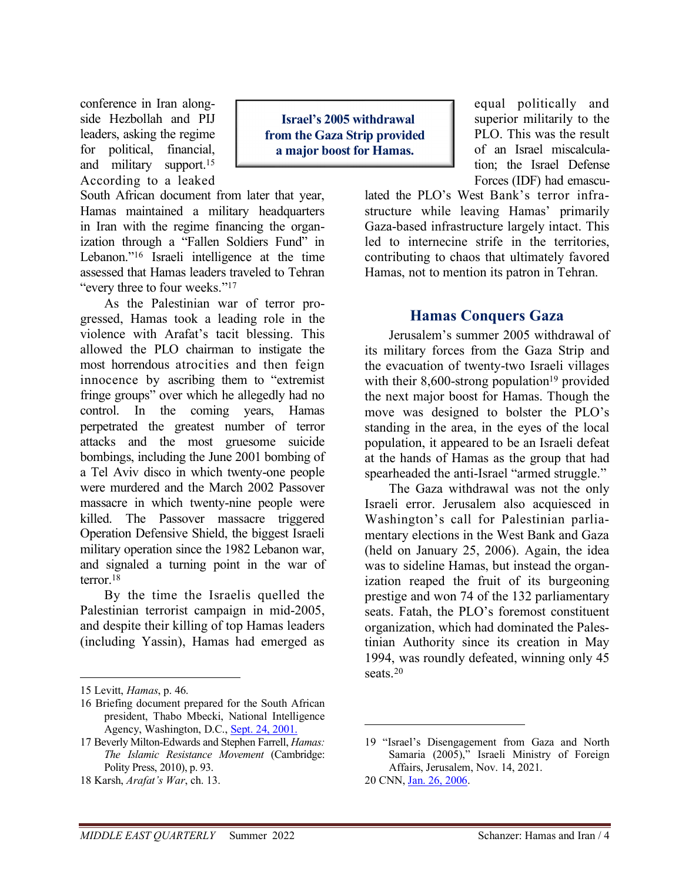conference in Iran alongside Hezbollah and PIJ leaders, asking the regime for political, financial, and military support.[15] According to a leaked South African document from later that year, Hamas maintained a military headquarters in Iran with the regime financing the organization through a "Fallen Soldiers Fund" in Lebanon."[16] Israeli intelligence at the time assessed that Hamas leaders traveled to Tehran "every three to four weeks."[17]

As the Palestinian war of terror progressed, Hamas took a leading role in the violence with Arafat's tacit blessing. This allowed the PLO chairman to instigate the most horrendous atrocities and then feign innocence by ascribing them to "extremist fringe groups" over which he allegedly had no control. In the coming years, Hamas perpetrated the greatest number of terror attacks and the most gruesome suicide bombings, including the June 2001 bombing of a Tel Aviv disco in which twenty-one people were murdered and the March 2002 Passover massacre in which twenty-nine people were killed. The Passover massacre triggered Operation Defensive Shield, the biggest Israeli military operation since the 1982 Lebanon war, and signaled a turning point in the war of terror.[18]

By the time the Israelis quelled the Palestinian terrorist campaign in mid-2005, and despite their killing of top Hamas leaders (including Yassin), Hamas had emerged as equal politically and superior militarily to the PLO. This was the result of an Israel miscalculation; the Israel Defense Forces (IDF) had emasculated the PLO's West Bank's terror infrastructure while leaving Hamas' primarily Gaza-based infrastructure largely intact. This led to internecine strife in the territories, contributing to chaos that ultimately favored Hamas, not to mention its patron in Tehran.

**Israel's 2005 withdrawal from the Gaza Strip provided a major boost for Hamas.**

## Hamas Conquers Gaza

Jerusalem's summer 2005 withdrawal of its military forces from the Gaza Strip and the evacuation of twenty-two Israeli villages with their 8,600-strong population[19] provided the next major boost for Hamas. Though the move was designed to bolster the PLO's standing in the area, in the eyes of the local population, it appeared to be an Israeli defeat at the hands of Hamas as the group that had spearheaded the anti-Israel "armed struggle."

The Gaza withdrawal was not the only Israeli error. Jerusalem also acquiesced in Washington's call for Palestinian parliamentary elections in the West Bank and Gaza (held on January 25, 2006). Again, the idea was to sideline Hamas, but instead the organization reaped the fruit of its burgeoning prestige and won 74 of the 132 parliamentary seats. Fatah, the PLO's foremost constituent organization, which had dominated the Palestinian Authority since its creation in May 1994, was roundly defeated, winning only 45 seats.[20]

---

15 Levitt, *Hamas*, p. 46.

16 Briefing document prepared for the South African president, Thabo Mbecki, National Intelligence Agency, Washington, D.C., Sept. 24, 2001.

17 Beverly Milton-Edwards and Stephen Farrell, *Hamas: The Islamic Resistance Movement* (Cambridge: Polity Press, 2010), p. 93.

18 Karsh, *Arafat's War*, ch. 13.

19 "Israel's Disengagement from Gaza and North Samaria (2005)," Israeli Ministry of Foreign Affairs, Jerusalem, Nov. 14, 2021.

20 CNN, Jan. 26, 2006.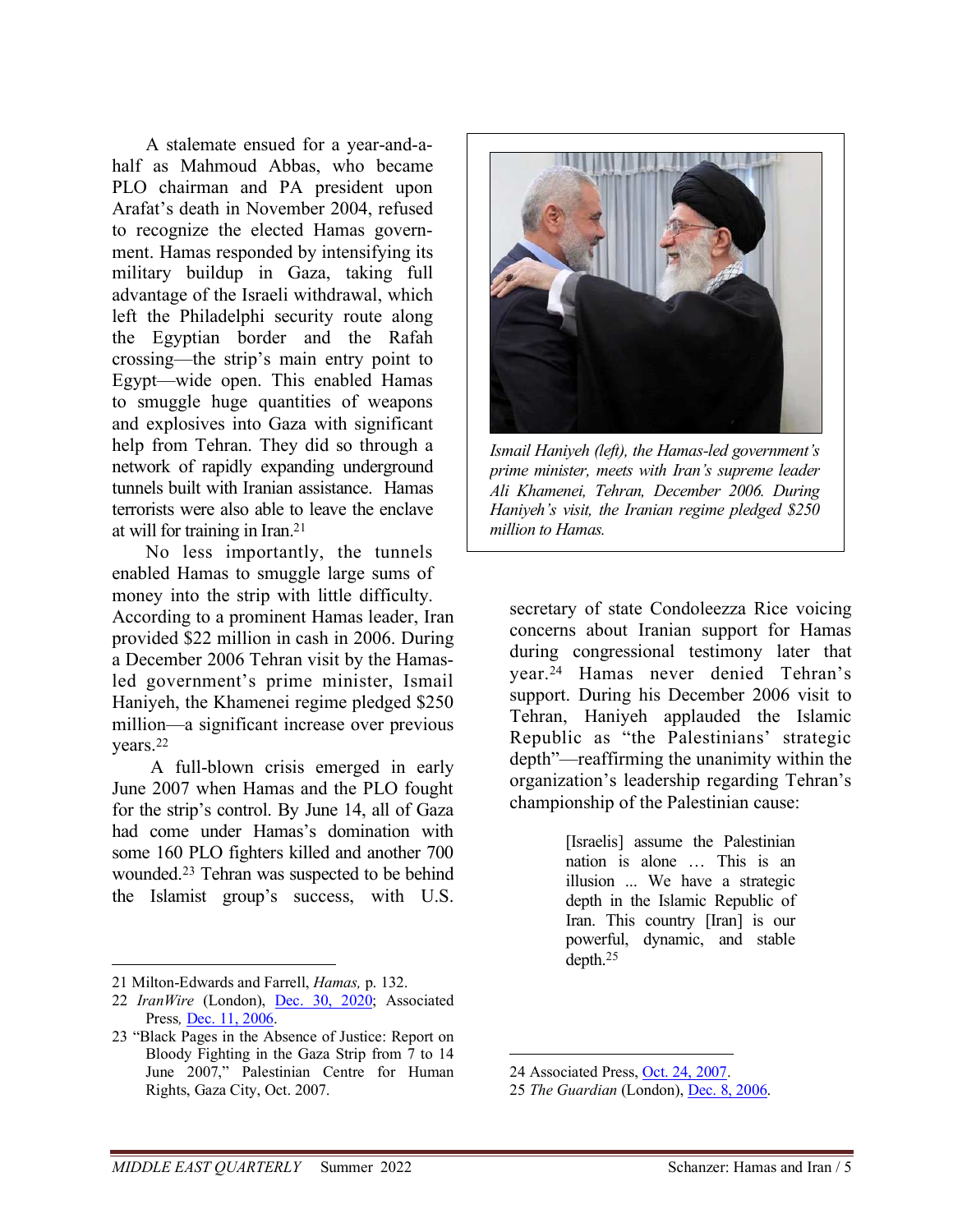A stalemate ensued for a year-and-a-half as Mahmoud Abbas, who became PLO chairman and PA president upon Arafat's death in November 2004, refused to recognize the elected Hamas government. Hamas responded by intensifying its military buildup in Gaza, taking full advantage of the Israeli withdrawal, which left the Philadelphi security route along the Egyptian border and the Rafah crossing—the strip's main entry point to Egypt—wide open. This enabled Hamas to smuggle huge quantities of weapons and explosives into Gaza with significant help from Tehran. They did so through a network of rapidly expanding underground tunnels built with Iranian assistance. Hamas terrorists were also able to leave the enclave at will for training in Iran.[21]

No less importantly, the tunnels enabled Hamas to smuggle large sums of money into the strip with little difficulty. According to a prominent Hamas leader, Iran provided $22 million in cash in 2006. During a December 2006 Tehran visit by the Hamas-led government's prime minister, Ismail Haniyeh, the Khamenei regime pledged $250 million—a significant increase over previous years.[22]

A full-blown crisis emerged in early June 2007 when Hamas and the PLO fought for the strip's control. By June 14, all of Gaza had come under Hamas's domination with some 160 PLO fighters killed and another 700 wounded.[23] Tehran was suspected to be behind the Islamist group's success, with U.S. secretary of state Condoleezza Rice voicing concerns about Iranian support for Hamas during congressional testimony later that year.[24] Hamas never denied Tehran's support. During his December 2006 visit to Tehran, Haniyeh applauded the Islamic Republic as "the Palestinians' strategic depth"—reaffirming the unanimity within the organization's leadership regarding Tehran's championship of the Palestinian cause:

> [Israelis] assume the Palestinian nation is alone … This is an illusion ... We have a strategic depth in the Islamic Republic of Iran. This country [Iran] is our powerful, dynamic, and stable depth.[25]

*Ismail Haniyeh (left), the Hamas-led government's prime minister, meets with Iran's supreme leader Ali Khamenei, Tehran, December 2006. During Haniyeh's visit, the Iranian regime pledged $250 million to Hamas.*

---

21 Milton-Edwards and Farrell, *Hamas,* p. 132.

22 *IranWire* (London), Dec. 30, 2020; Associated Press*,* Dec. 11, 2006.

23 "Black Pages in the Absence of Justice: Report on Bloody Fighting in the Gaza Strip from 7 to 14 June 2007," Palestinian Centre for Human Rights, Gaza City, Oct. 2007.

24 Associated Press, Oct. 24, 2007.

25 *The Guardian* (London), Dec. 8, 2006.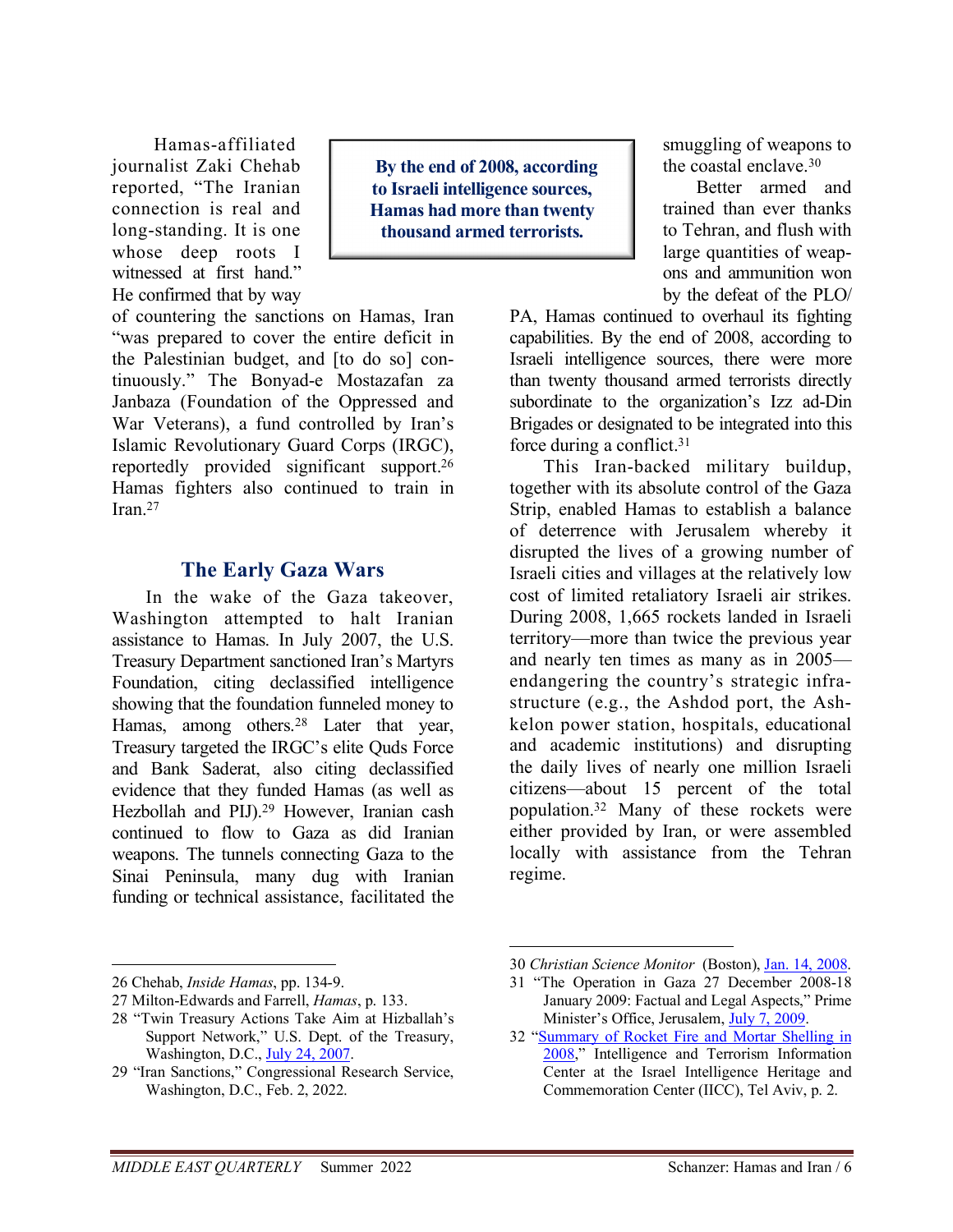Hamas-affiliated journalist Zaki Chehab reported, "The Iranian connection is real and long-standing. It is one whose deep roots I witnessed at first hand." He confirmed that by way of countering the sanctions on Hamas, Iran "was prepared to cover the entire deficit in the Palestinian budget, and [to do so] continuously." The Bonyad-e Mostazafan za Janbaza (Foundation of the Oppressed and War Veterans), a fund controlled by Iran's Islamic Revolutionary Guard Corps (IRGC), reportedly provided significant support.[26] Hamas fighters also continued to train in Iran.[27]

> **By the end of 2008, according to Israeli intelligence sources, Hamas had more than twenty thousand armed terrorists.**

## The Early Gaza Wars

In the wake of the Gaza takeover, Washington attempted to halt Iranian assistance to Hamas. In July 2007, the U.S. Treasury Department sanctioned Iran's Martyrs Foundation, citing declassified intelligence showing that the foundation funneled money to Hamas, among others.[28] Later that year, Treasury targeted the IRGC's elite Quds Force and Bank Saderat, also citing declassified evidence that they funded Hamas (as well as Hezbollah and PIJ).[29] However, Iranian cash continued to flow to Gaza as did Iranian weapons. The tunnels connecting Gaza to the Sinai Peninsula, many dug with Iranian funding or technical assistance, facilitated the smuggling of weapons to the coastal enclave.[30]

Better armed and trained than ever thanks to Tehran, and flush with large quantities of weapons and ammunition won by the defeat of the PLO/PA, Hamas continued to overhaul its fighting capabilities. By the end of 2008, according to Israeli intelligence sources, there were more than twenty thousand armed terrorists directly subordinate to the organization's Izz ad-Din Brigades or designated to be integrated into this force during a conflict.[31]

This Iran-backed military buildup, together with its absolute control of the Gaza Strip, enabled Hamas to establish a balance of deterrence with Jerusalem whereby it disrupted the lives of a growing number of Israeli cities and villages at the relatively low cost of limited retaliatory Israeli air strikes. During 2008, 1,665 rockets landed in Israeli territory—more than twice the previous year and nearly ten times as many as in 2005—endangering the country's strategic infrastructure (e.g., the Ashdod port, the Ashkelon power station, hospitals, educational and academic institutions) and disrupting the daily lives of nearly one million Israeli citizens—about 15 percent of the total population.[32] Many of these rockets were either provided by Iran, or were assembled locally with assistance from the Tehran regime.

---

26 Chehab, *Inside Hamas*, pp. 134-9.

27 Milton-Edwards and Farrell, *Hamas*, p. 133.

28 "Twin Treasury Actions Take Aim at Hizballah's Support Network," U.S. Dept. of the Treasury, Washington, D.C., July 24, 2007.

29 "Iran Sanctions," Congressional Research Service, Washington, D.C., Feb. 2, 2022.

30 *Christian Science Monitor* (Boston), Jan. 14, 2008.

31 "The Operation in Gaza 27 December 2008-18 January 2009: Factual and Legal Aspects," Prime Minister's Office, Jerusalem, July 7, 2009.

32 "Summary of Rocket Fire and Mortar Shelling in 2008," Intelligence and Terrorism Information Center at the Israel Intelligence Heritage and Commemoration Center (IICC), Tel Aviv, p. 2.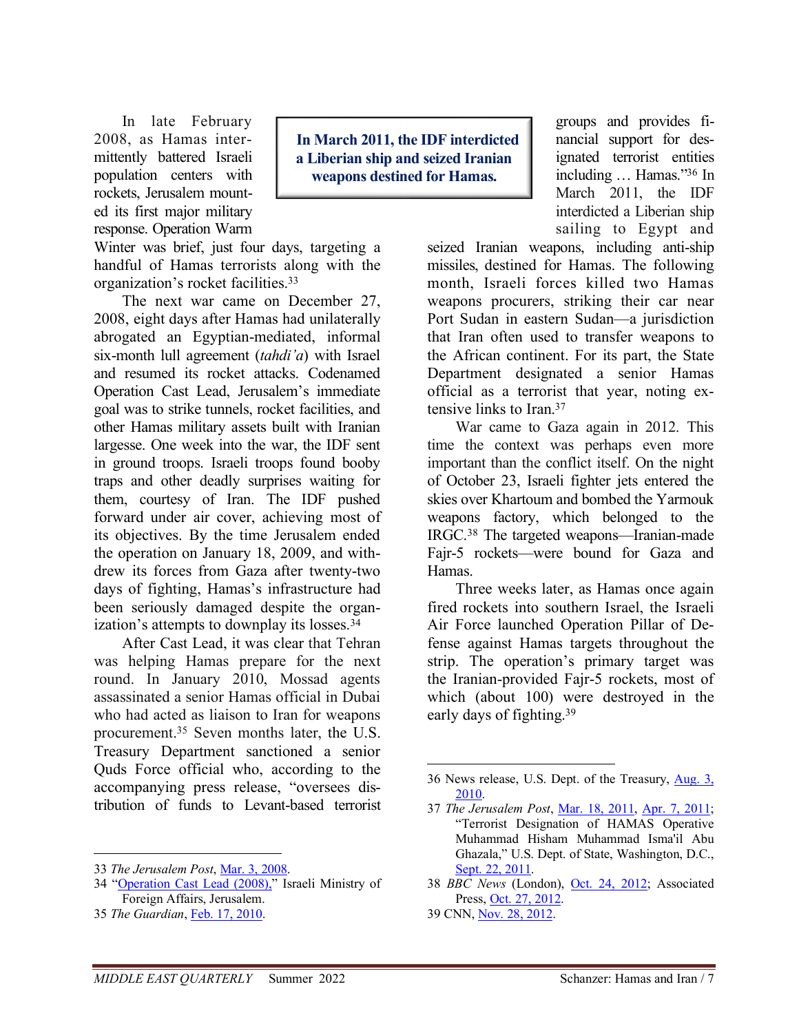In late February 2008, as Hamas intermittently battered Israeli population centers with rockets, Jerusalem mounted its first major military response. Operation Warm Winter was brief, just four days, targeting a handful of Hamas terrorists along with the organization's rocket facilities.[33]

The next war came on December 27, 2008, eight days after Hamas had unilaterally abrogated an Egyptian-mediated, informal six-month lull agreement (*tahdi'a*) with Israel and resumed its rocket attacks. Codenamed Operation Cast Lead, Jerusalem's immediate goal was to strike tunnels, rocket facilities, and other Hamas military assets built with Iranian largesse. One week into the war, the IDF sent in ground troops. Israeli troops found booby traps and other deadly surprises waiting for them, courtesy of Iran. The IDF pushed forward under air cover, achieving most of its objectives. By the time Jerusalem ended the operation on January 18, 2009, and withdrew its forces from Gaza after twenty-two days of fighting, Hamas's infrastructure had been seriously damaged despite the organization's attempts to downplay its losses.[34]

After Cast Lead, it was clear that Tehran was helping Hamas prepare for the next round. In January 2010, Mossad agents assassinated a senior Hamas official in Dubai who had acted as liaison to Iran for weapons procurement.[35] Seven months later, the U.S. Treasury Department sanctioned a senior Quds Force official who, according to the accompanying press release, "oversees distribution of funds to Levant-based terrorist groups and provides financial support for designated terrorist entities including … Hamas."[36] In March 2011, the IDF interdicted a Liberian ship sailing to Egypt and seized Iranian weapons, including anti-ship missiles, destined for Hamas. The following month, Israeli forces killed two Hamas weapons procurers, striking their car near Port Sudan in eastern Sudan—a jurisdiction that Iran often used to transfer weapons to the African continent. For its part, the State Department designated a senior Hamas official as a terrorist that year, noting extensive links to Iran.[37]

**In March 2011, the IDF interdicted a Liberian ship and seized Iranian weapons destined for Hamas.**

War came to Gaza again in 2012. This time the context was perhaps even more important than the conflict itself. On the night of October 23, Israeli fighter jets entered the skies over Khartoum and bombed the Yarmouk weapons factory, which belonged to the IRGC.[38] The targeted weapons—Iranian-made Fajr-5 rockets—were bound for Gaza and Hamas.

Three weeks later, as Hamas once again fired rockets into southern Israel, the Israeli Air Force launched Operation Pillar of Defense against Hamas targets throughout the strip. The operation's primary target was the Iranian-provided Fajr-5 rockets, most of which (about 100) were destroyed in the early days of fighting.[39]

---

33 *The Jerusalem Post*, Mar. 3, 2008.

34 "Operation Cast Lead (2008)," Israeli Ministry of Foreign Affairs, Jerusalem.

35 *The Guardian*, Feb. 17, 2010.

36 News release, U.S. Dept. of the Treasury, Aug. 3, 2010.

37 *The Jerusalem Post*, Mar. 18, 2011, Apr. 7, 2011; "Terrorist Designation of HAMAS Operative Muhammad Hisham Muhammad Isma'il Abu Ghazala," U.S. Dept. of State, Washington, D.C., Sept. 22, 2011.

38 *BBC News* (London), Oct. 24, 2012; Associated Press, Oct. 27, 2012.

39 CNN, Nov. 28, 2012.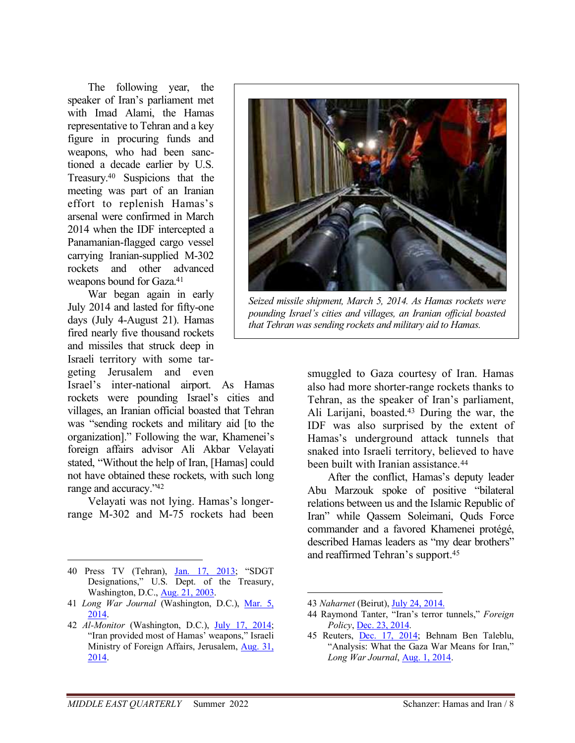The following year, the speaker of Iran's parliament met with Imad Alami, the Hamas representative to Tehran and a key figure in procuring funds and weapons, who had been sanctioned a decade earlier by U.S. Treasury.[40] Suspicions that the meeting was part of an Iranian effort to replenish Hamas's arsenal were confirmed in March 2014 when the IDF intercepted a Panamanian-flagged cargo vessel carrying Iranian-supplied M-302 rockets and other advanced weapons bound for Gaza.[41]

*Seized missile shipment, March 5, 2014. As Hamas rockets were pounding Israel's cities and villages, an Iranian official boasted that Tehran was sending rockets and military aid to Hamas.*

War began again in early July 2014 and lasted for fifty-one days (July 4-August 21). Hamas fired nearly five thousand rockets and missiles that struck deep in Israeli territory with some targeting Jerusalem and even Israel's inter-national airport. As Hamas rockets were pounding Israel's cities and villages, an Iranian official boasted that Tehran was "sending rockets and military aid [to the organization]." Following the war, Khamenei's foreign affairs advisor Ali Akbar Velayati stated, "Without the help of Iran, [Hamas] could not have obtained these rockets, with such long range and accuracy."[42]

Velayati was not lying. Hamas's longer-range M-302 and M-75 rockets had been smuggled to Gaza courtesy of Iran. Hamas also had more shorter-range rockets thanks to Tehran, as the speaker of Iran's parliament, Ali Larijani, boasted.[43] During the war, the IDF was also surprised by the extent of Hamas's underground attack tunnels that snaked into Israeli territory, believed to have been built with Iranian assistance.[44]

After the conflict, Hamas's deputy leader Abu Marzouk spoke of positive "bilateral relations between us and the Islamic Republic of Iran" while Qassem Soleimani, Quds Force commander and a favored Khamenei protégé, described Hamas leaders as "my dear brothers" and reaffirmed Tehran's support.[45]

---

40 Press TV (Tehran), Jan. 17, 2013; "SDGT Designations," U.S. Dept. of the Treasury, Washington, D.C., Aug. 21, 2003.

41 *Long War Journal* (Washington, D.C.), Mar. 5, 2014.

42 *Al-Monitor* (Washington, D.C.), July 17, 2014; "Iran provided most of Hamas' weapons," Israeli Ministry of Foreign Affairs, Jerusalem, Aug. 31, 2014.

43 *Naharnet* (Beirut), July 24, 2014.

44 Raymond Tanter, "Iran's terror tunnels," *Foreign Policy*, Dec. 23, 2014.

45 Reuters, Dec. 17, 2014; Behnam Ben Taleblu, "Analysis: What the Gaza War Means for Iran," *Long War Journal*, Aug. 1, 2014.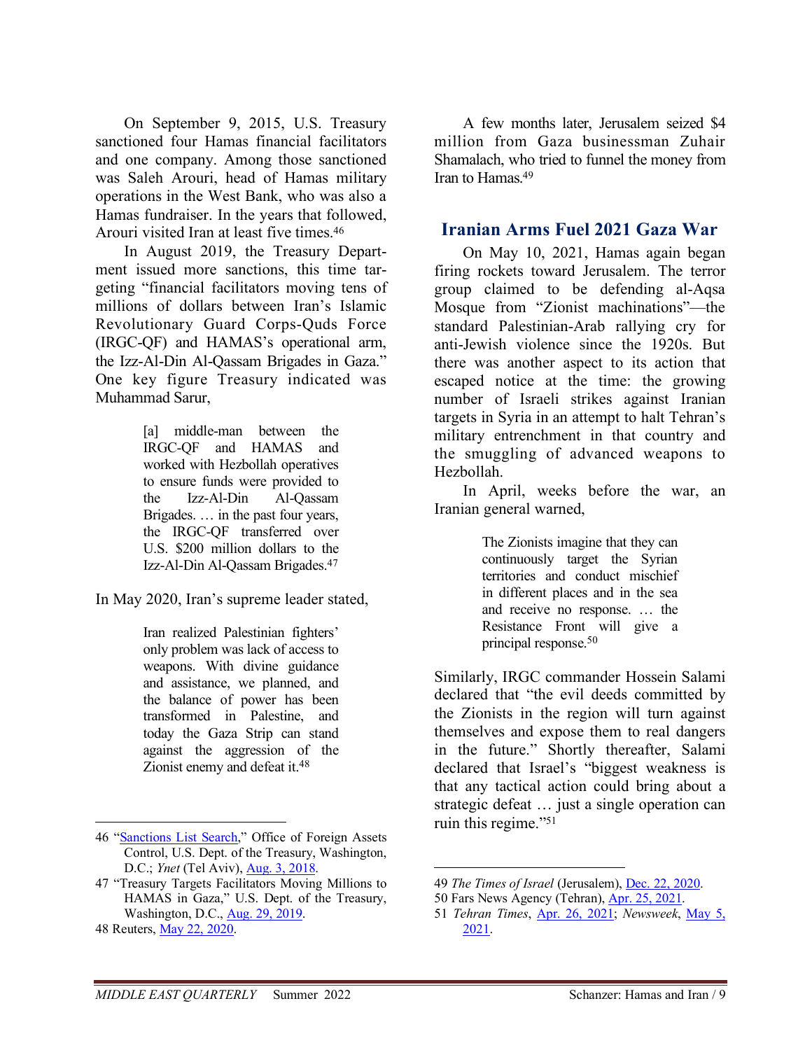On September 9, 2015, U.S. Treasury sanctioned four Hamas financial facilitators and one company. Among those sanctioned was Saleh Arouri, head of Hamas military operations in the West Bank, who was also a Hamas fundraiser. In the years that followed, Arouri visited Iran at least five times.[46]

In August 2019, the Treasury Department issued more sanctions, this time targeting "financial facilitators moving tens of millions of dollars between Iran's Islamic Revolutionary Guard Corps-Quds Force (IRGC-QF) and HAMAS's operational arm, the Izz-Al-Din Al-Qassam Brigades in Gaza." One key figure Treasury indicated was Muhammad Sarur,

> [a] middle-man between the IRGC-QF and HAMAS and worked with Hezbollah operatives to ensure funds were provided to the Izz-Al-Din Al-Qassam Brigades. … in the past four years, the IRGC-QF transferred over U.S. $200 million dollars to the Izz-Al-Din Al-Qassam Brigades.[47]

In May 2020, Iran's supreme leader stated,

> Iran realized Palestinian fighters' only problem was lack of access to weapons. With divine guidance and assistance, we planned, and the balance of power has been transformed in Palestine, and today the Gaza Strip can stand against the aggression of the Zionist enemy and defeat it.[48]

A few months later, Jerusalem seized $4 million from Gaza businessman Zuhair Shamalach, who tried to funnel the money from Iran to Hamas.[49]

## Iranian Arms Fuel 2021 Gaza War

On May 10, 2021, Hamas again began firing rockets toward Jerusalem. The terror group claimed to be defending al-Aqsa Mosque from "Zionist machinations"—the standard Palestinian-Arab rallying cry for anti-Jewish violence since the 1920s. But there was another aspect to its action that escaped notice at the time: the growing number of Israeli strikes against Iranian targets in Syria in an attempt to halt Tehran's military entrenchment in that country and the smuggling of advanced weapons to Hezbollah.

In April, weeks before the war, an Iranian general warned,

> The Zionists imagine that they can continuously target the Syrian territories and conduct mischief in different places and in the sea and receive no response. … the Resistance Front will give a principal response.[50]

Similarly, IRGC commander Hossein Salami declared that "the evil deeds committed by the Zionists in the region will turn against themselves and expose them to real dangers in the future." Shortly thereafter, Salami declared that Israel's "biggest weakness is that any tactical action could bring about a strategic defeat … just a single operation can ruin this regime."[51]

---

46 "Sanctions List Search," Office of Foreign Assets Control, U.S. Dept. of the Treasury, Washington, D.C.; *Ynet* (Tel Aviv), Aug. 3, 2018.

47 "Treasury Targets Facilitators Moving Millions to HAMAS in Gaza," U.S. Dept. of the Treasury, Washington, D.C., Aug. 29, 2019.

48 Reuters, May 22, 2020.

49 *The Times of Israel* (Jerusalem), Dec. 22, 2020.

50 Fars News Agency (Tehran), Apr. 25, 2021.

51 *Tehran Times*, Apr. 26, 2021; *Newsweek*, May 5, 2021.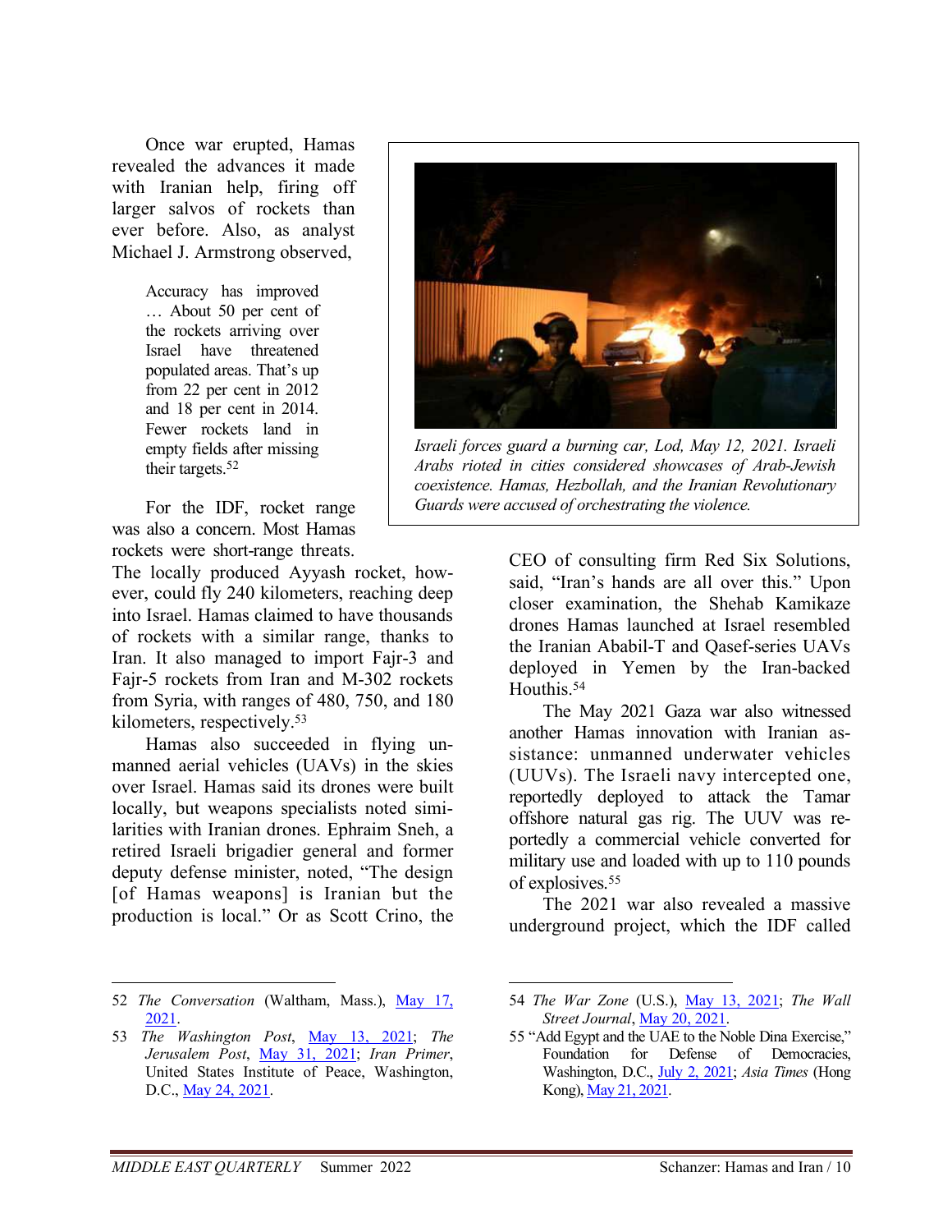Once war erupted, Hamas revealed the advances it made with Iranian help, firing off larger salvos of rockets than ever before. Also, as analyst Michael J. Armstrong observed,

> Accuracy has improved … About 50 per cent of the rockets arriving over Israel have threatened populated areas. That's up from 22 per cent in 2012 and 18 per cent in 2014. Fewer rockets land in empty fields after missing their targets.[52]

*Israeli forces guard a burning car, Lod, May 12, 2021. Israeli Arabs rioted in cities considered showcases of Arab-Jewish coexistence. Hamas, Hezbollah, and the Iranian Revolutionary Guards were accused of orchestrating the violence.*

For the IDF, rocket range was also a concern. Most Hamas rockets were short-range threats. The locally produced Ayyash rocket, however, could fly 240 kilometers, reaching deep into Israel. Hamas claimed to have thousands of rockets with a similar range, thanks to Iran. It also managed to import Fajr-3 and Fajr-5 rockets from Iran and M-302 rockets from Syria, with ranges of 480, 750, and 180 kilometers, respectively.[53]

Hamas also succeeded in flying unmanned aerial vehicles (UAVs) in the skies over Israel. Hamas said its drones were built locally, but weapons specialists noted similarities with Iranian drones. Ephraim Sneh, a retired Israeli brigadier general and former deputy defense minister, noted, "The design [of Hamas weapons] is Iranian but the production is local." Or as Scott Crino, the CEO of consulting firm Red Six Solutions, said, "Iran's hands are all over this." Upon closer examination, the Shehab Kamikaze drones Hamas launched at Israel resembled the Iranian Ababil-T and Qasef-series UAVs deployed in Yemen by the Iran-backed Houthis.[54]

The May 2021 Gaza war also witnessed another Hamas innovation with Iranian assistance: unmanned underwater vehicles (UUVs). The Israeli navy intercepted one, reportedly deployed to attack the Tamar offshore natural gas rig. The UUV was reportedly a commercial vehicle converted for military use and loaded with up to 110 pounds of explosives.[55]

The 2021 war also revealed a massive underground project, which the IDF called

---

52 *The Conversation* (Waltham, Mass.), May 17, 2021.

53 *The Washington Post*, May 13, 2021; *The Jerusalem Post*, May 31, 2021; *Iran Primer*, United States Institute of Peace, Washington, D.C., May 24, 2021.

54 *The War Zone* (U.S.), May 13, 2021; *The Wall Street Journal*, May 20, 2021.

55 "Add Egypt and the UAE to the Noble Dina Exercise," Foundation for Defense of Democracies, Washington, D.C., July 2, 2021; *Asia Times* (Hong Kong), May 21, 2021.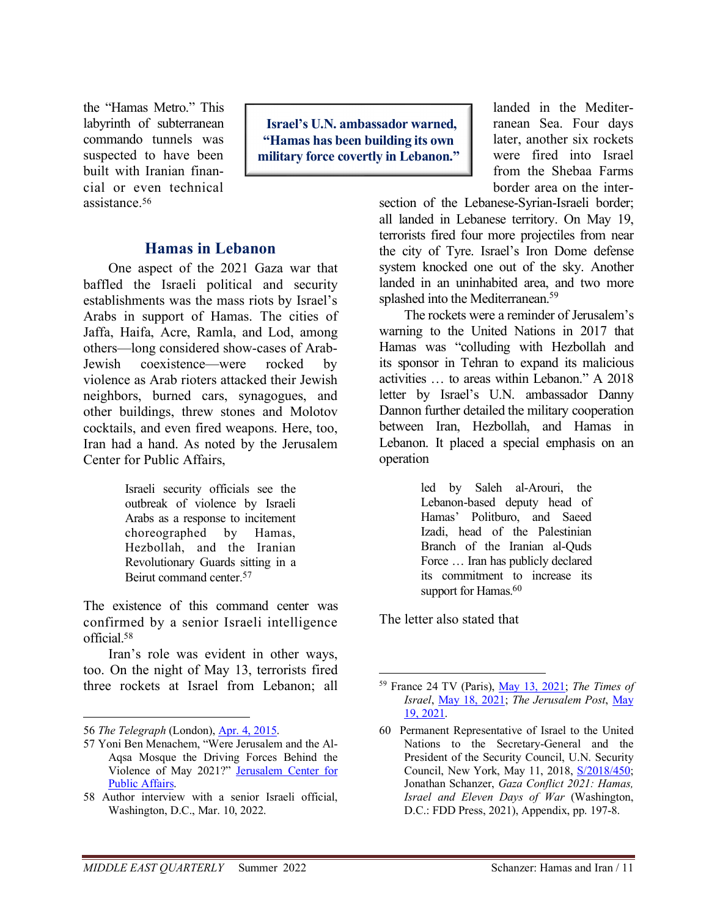the "Hamas Metro." This labyrinth of subterranean commando tunnels was suspected to have been built with Iranian financial or even technical assistance.[56]

**Israel's U.N. ambassador warned, "Hamas has been building its own military force covertly in Lebanon."**

## Hamas in Lebanon

One aspect of the 2021 Gaza war that baffled the Israeli political and security establishments was the mass riots by Israel's Arabs in support of Hamas. The cities of Jaffa, Haifa, Acre, Ramla, and Lod, among others—long considered show-cases of Arab-Jewish coexistence—were rocked by violence as Arab rioters attacked their Jewish neighbors, burned cars, synagogues, and other buildings, threw stones and Molotov cocktails, and even fired weapons. Here, too, Iran had a hand. As noted by the Jerusalem Center for Public Affairs,

> Israeli security officials see the outbreak of violence by Israeli Arabs as a response to incitement choreographed by Hamas, Hezbollah, and the Iranian Revolutionary Guards sitting in a Beirut command center.[57]

The existence of this command center was confirmed by a senior Israeli intelligence official.[58]

Iran's role was evident in other ways, too. On the night of May 13, terrorists fired three rockets at Israel from Lebanon; all landed in the Mediterranean Sea. Four days later, another six rockets were fired into Israel from the Shebaa Farms border area on the intersection of the Lebanese-Syrian-Israeli border; all landed in Lebanese territory. On May 19, terrorists fired four more projectiles from near the city of Tyre. Israel's Iron Dome defense system knocked one out of the sky. Another landed in an uninhabited area, and two more splashed into the Mediterranean.[59]

The rockets were a reminder of Jerusalem's warning to the United Nations in 2017 that Hamas was "colluding with Hezbollah and its sponsor in Tehran to expand its malicious activities … to areas within Lebanon." A 2018 letter by Israel's U.N. ambassador Danny Dannon further detailed the military cooperation between Iran, Hezbollah, and Hamas in Lebanon. It placed a special emphasis on an operation

> led by Saleh al-Arouri, the Lebanon-based deputy head of Hamas' Politburo, and Saeed Izadi, head of the Palestinian Branch of the Iranian al-Quds Force … Iran has publicly declared its commitment to increase its support for Hamas.[60]

The letter also stated that

---

56 *The Telegraph* (London), Apr. 4, 2015.

57 Yoni Ben Menachem, "Were Jerusalem and the Al-Aqsa Mosque the Driving Forces Behind the Violence of May 2021?" Jerusalem Center for Public Affairs.

58 Author interview with a senior Israeli official, Washington, D.C., Mar. 10, 2022.

59 France 24 TV (Paris), May 13, 2021; *The Times of Israel*, May 18, 2021; *The Jerusalem Post*, May 19, 2021.

60 Permanent Representative of Israel to the United Nations to the Secretary-General and the President of the Security Council, U.N. Security Council, New York, May 11, 2018, S/2018/450; Jonathan Schanzer, *Gaza Conflict 2021: Hamas, Israel and Eleven Days of War* (Washington, D.C.: FDD Press, 2021), Appendix, pp. 197-8.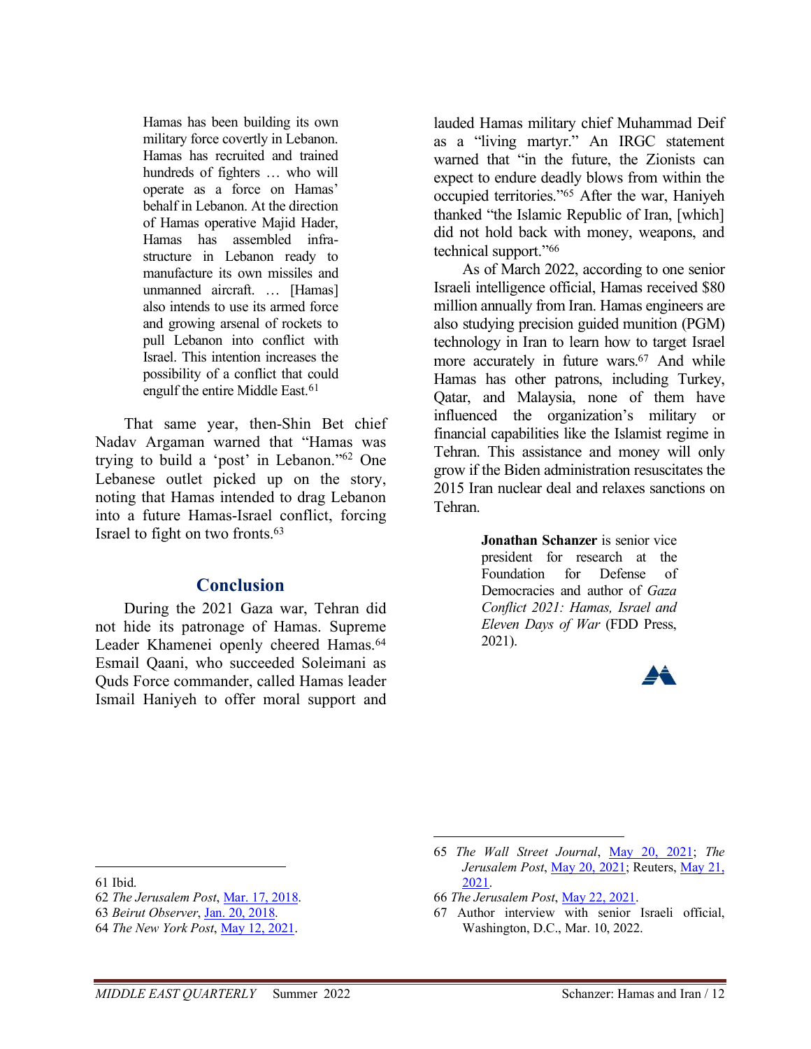> Hamas has been building its own military force covertly in Lebanon. Hamas has recruited and trained hundreds of fighters … who will operate as a force on Hamas' behalf in Lebanon. At the direction of Hamas operative Majid Hader, Hamas has assembled infrastructure in Lebanon ready to manufacture its own missiles and unmanned aircraft. … [Hamas] also intends to use its armed force and growing arsenal of rockets to pull Lebanon into conflict with Israel. This intention increases the possibility of a conflict that could engulf the entire Middle East.[61]

That same year, then-Shin Bet chief Nadav Argaman warned that "Hamas was trying to build a 'post' in Lebanon."[62] One Lebanese outlet picked up on the story, noting that Hamas intended to drag Lebanon into a future Hamas-Israel conflict, forcing Israel to fight on two fronts.[63]

## Conclusion

During the 2021 Gaza war, Tehran did not hide its patronage of Hamas. Supreme Leader Khamenei openly cheered Hamas.[64] Esmail Qaani, who succeeded Soleimani as Quds Force commander, called Hamas leader Ismail Haniyeh to offer moral support and lauded Hamas military chief Muhammad Deif as a "living martyr." An IRGC statement warned that "in the future, the Zionists can expect to endure deadly blows from within the occupied territories."[65] After the war, Haniyeh thanked "the Islamic Republic of Iran, [which] did not hold back with money, weapons, and technical support."[66]

As of March 2022, according to one senior Israeli intelligence official, Hamas received $80 million annually from Iran. Hamas engineers are also studying precision guided munition (PGM) technology in Iran to learn how to target Israel more accurately in future wars.[67] And while Hamas has other patrons, including Turkey, Qatar, and Malaysia, none of them have influenced the organization's military or financial capabilities like the Islamist regime in Tehran. This assistance and money will only grow if the Biden administration resuscitates the 2015 Iran nuclear deal and relaxes sanctions on Tehran.

**Jonathan Schanzer** is senior vice president for research at the Foundation for Defense of Democracies and author of *Gaza Conflict 2021: Hamas, Israel and Eleven Days of War* (FDD Press, 2021).

---

61 Ibid.

62 *The Jerusalem Post*, Mar. 17, 2018.

63 *Beirut Observer*, Jan. 20, 2018.

64 *The New York Post*, May 12, 2021.

65 *The Wall Street Journal*, May 20, 2021; *The Jerusalem Post*, May 20, 2021; Reuters, May 21, 2021.

66 *The Jerusalem Post*, May 22, 2021.

67 Author interview with senior Israeli official, Washington, D.C., Mar. 10, 2022.